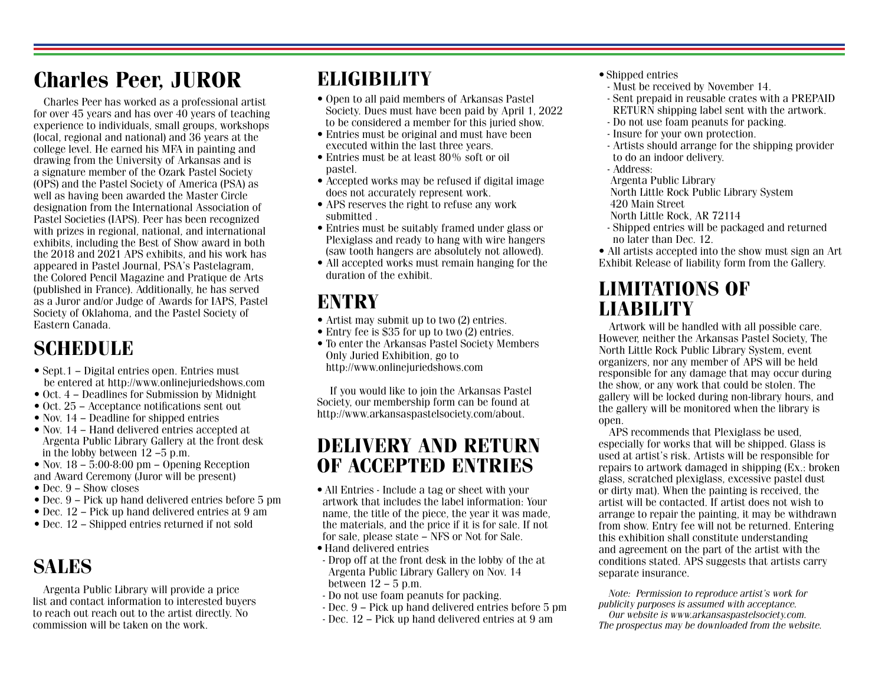# Charles Peer, JUROR

Charles Peer has worked as a professional artist for over 45 years and has over 40 years of teaching experience to individuals, small groups, workshops (local, regional and national) and 36 years at the college level. He earned his MFA in painting and drawing from the University of Arkansas and is a signature member of the Ozark Pastel Society (OPS) and the Pastel Society of America (PSA) as well as having been awarded the Master Circle designation from the International Association of Pastel Societies (IAPS). Peer has been recognized with prizes in regional, national, and international exhibits, including the Best of Show award in both the 2018 and 2021 APS exhibits, and his work has appeared in Pastel Journal, PSA's Pastelagram, the Colored Pencil Magazine and Pratique de Arts (published in France). Additionally, he has served as a Juror and/or Judge of Awards for IAPS, Pastel Society of Oklahoma, and the Pastel Society of Eastern Canada.

# SCHEDULE

- Sept.1 – Digital entries open. Entries must be entered at http://www.onlinejuriedshows.com
- Oct. 4 – Deadlines for Submission by Midnight
- Oct. 25 – Acceptance notifications sent out
- Nov. 14 – Deadline for shipped entries
- Nov. 14 – Hand delivered entries accepted at Argenta Public Library Gallery at the front desk in the lobby between 12 –5 p.m.
- Nov. 18 – 5:00-8:00 pm – Opening Reception and Award Ceremony (Juror will be present)
- Dec. 9 – Show closes
- Dec. 9 – Pick up hand delivered entries before 5 pm
- Dec. 12 – Pick up hand delivered entries at 9 am
- Dec. 12 – Shipped entries returned if not sold

# SALES

Argenta Public Library will provide a price list and contact information to interested buyers to reach out reach out to the artist directly. No commission will be taken on the work.

# ELIGIBILITY

- Open to all paid members of Arkansas Pastel Society. Dues must have been paid by April 1, 2022 to be considered a member for this juried show.
- Entries must be original and must have been executed within the last three years.
- Entries must be at least 80% soft or oil pastel.
- Accepted works may be refused if digital image does not accurately represent work.
- APS reserves the right to refuse any work submitted .
- Entries must be suitably framed under glass or Plexiglass and ready to hang with wire hangers (saw tooth hangers are absolutely not allowed).
- All accepted works must remain hanging for the duration of the exhibit.

# ENTRY

- Artist may submit up to two (2) entries.
- Entry fee is $35 for up to two (2) entries.
- To enter the Arkansas Pastel Society Members Only Juried Exhibition, go to http://www.onlinejuriedshows.com

If you would like to join the Arkansas Pastel Society, our membership form can be found at http://www.arkansaspastelsociety.com/about.

# DELIVERY AND RETURN OF ACCEPTED ENTRIES

- All Entries - Include a tag or sheet with your artwork that includes the label information: Your name, the title of the piece, the year it was made, the materials, and the price if it is for sale. If not for sale, please state – NFS or Not for Sale.
- Hand delivered entries
  - Drop off at the front desk in the lobby of the at Argenta Public Library Gallery on Nov. 14 between 12 – 5 p.m.
  - Do not use foam peanuts for packing.
  - Dec. 9 – Pick up hand delivered entries before 5 pm
  - Dec. 12 – Pick up hand delivered entries at 9 am
- Shipped entries
  - Must be received by November 14.
  - Sent prepaid in reusable crates with a PREPAID RETURN shipping label sent with the artwork.
  - Do not use foam peanuts for packing.
  - Insure for your own protection.
  - Artists should arrange for the shipping provider to do an indoor delivery.
  - Address:
    Argenta Public Library
    North Little Rock Public Library System
    420 Main Street
    North Little Rock, AR 72114
  - Shipped entries will be packaged and returned no later than Dec. 12.
- All artists accepted into the show must sign an Art Exhibit Release of liability form from the Gallery.

# LIMITATIONS OF LIABILITY

Artwork will be handled with all possible care. However, neither the Arkansas Pastel Society, The North Little Rock Public Library System, event organizers, nor any member of APS will be held responsible for any damage that may occur during the show, or any work that could be stolen. The gallery will be locked during non-library hours, and the gallery will be monitored when the library is open.

APS recommends that Plexiglass be used, especially for works that will be shipped. Glass is used at artist's risk. Artists will be responsible for repairs to artwork damaged in shipping (Ex.: broken glass, scratched plexiglass, excessive pastel dust or dirty mat). When the painting is received, the artist will be contacted. If artist does not wish to arrange to repair the painting, it may be withdrawn from show. Entry fee will not be returned. Entering this exhibition shall constitute understanding and agreement on the part of the artist with the conditions stated. APS suggests that artists carry separate insurance.

*Note: Permission to reproduce artist's work for publicity purposes is assumed with acceptance.*
*Our website is www.arkansaspastelsociety.com.*
*The prospectus may be downloaded from the website.*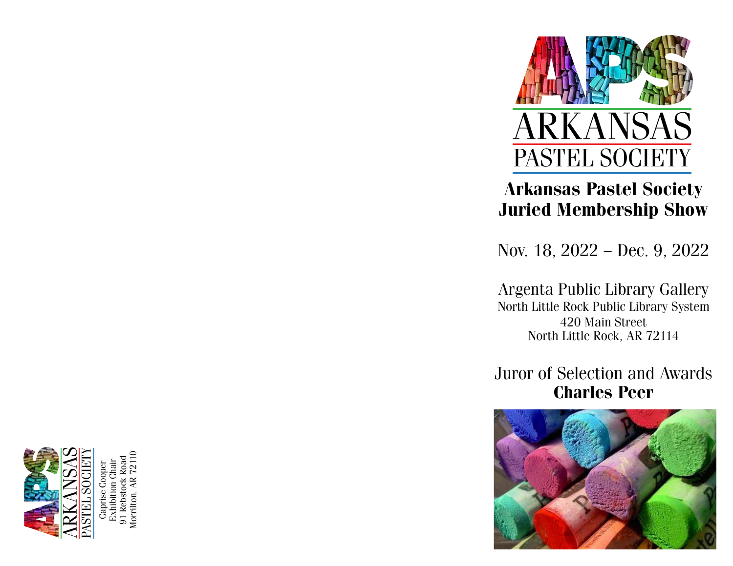ARKANSAS
PASTEL SOCIETY

Caprise Cooper
Exhibition Chair
91 Rebstock Road
Morrilton, AR 72110

APS
ARKANSAS
PASTEL SOCIETY

# Arkansas Pastel Society Juried Membership Show

Nov. 18, 2022 – Dec. 9, 2022

Argenta Public Library Gallery
North Little Rock Public Library System
420 Main Street
North Little Rock, AR 72114

Juror of Selection and Awards
**Charles Peer**